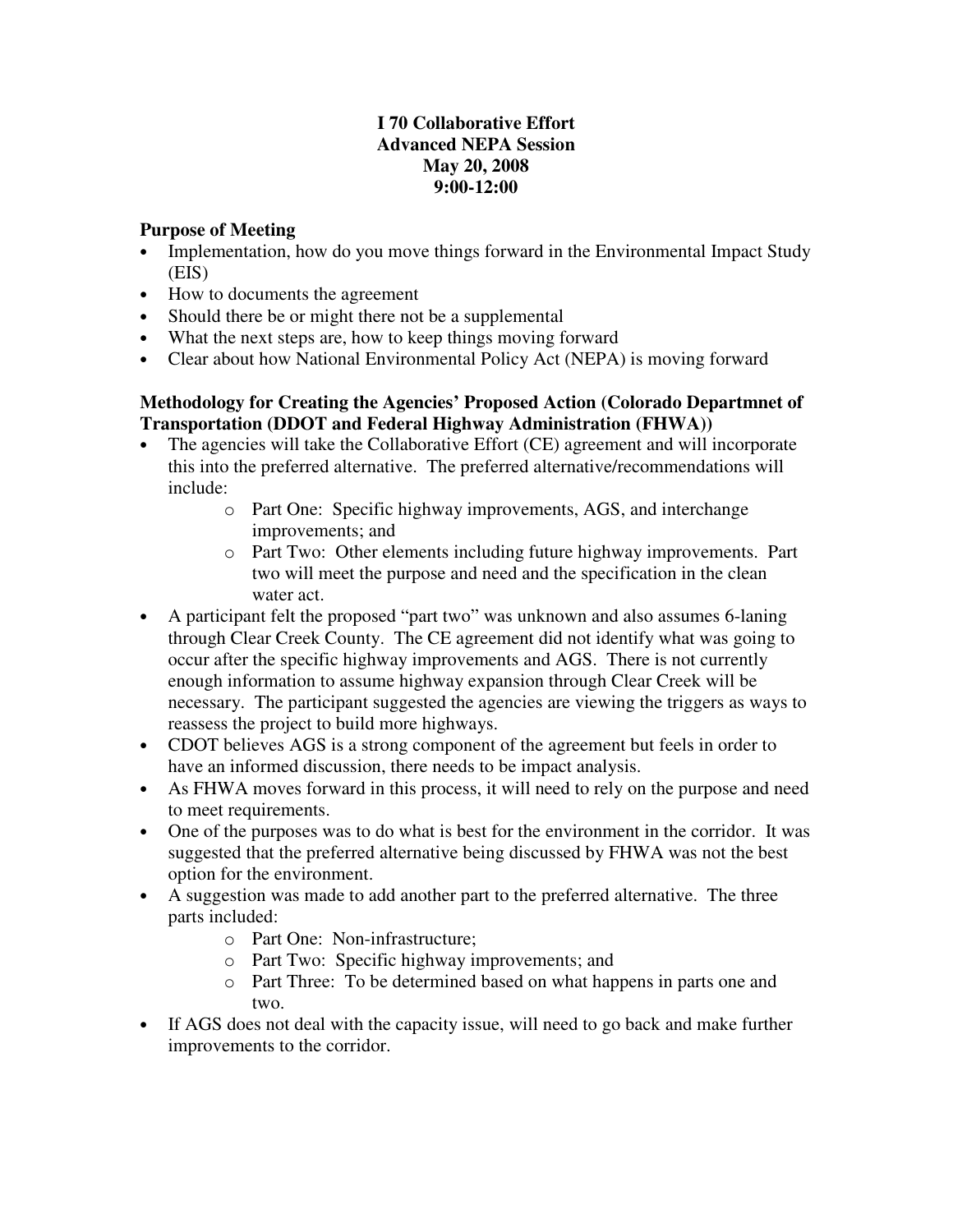# I 70 Collaborative Effort
# Advanced NEPA Session
# May 20, 2008
# 9:00-12:00

## Purpose of Meeting

- Implementation, how do you move things forward in the Environmental Impact Study (EIS)
- How to documents the agreement
- Should there be or might there not be a supplemental
- What the next steps are, how to keep things moving forward
- Clear about how National Environmental Policy Act (NEPA) is moving forward

## Methodology for Creating the Agencies' Proposed Action (Colorado Departmnet of Transportation (DDOT and Federal Highway Administration (FHWA))

- The agencies will take the Collaborative Effort (CE) agreement and will incorporate this into the preferred alternative. The preferred alternative/recommendations will include:
  - Part One: Specific highway improvements, AGS, and interchange improvements; and
  - Part Two: Other elements including future highway improvements. Part two will meet the purpose and need and the specification in the clean water act.
- A participant felt the proposed "part two" was unknown and also assumes 6-laning through Clear Creek County. The CE agreement did not identify what was going to occur after the specific highway improvements and AGS. There is not currently enough information to assume highway expansion through Clear Creek will be necessary. The participant suggested the agencies are viewing the triggers as ways to reassess the project to build more highways.
- CDOT believes AGS is a strong component of the agreement but feels in order to have an informed discussion, there needs to be impact analysis.
- As FHWA moves forward in this process, it will need to rely on the purpose and need to meet requirements.
- One of the purposes was to do what is best for the environment in the corridor. It was suggested that the preferred alternative being discussed by FHWA was not the best option for the environment.
- A suggestion was made to add another part to the preferred alternative. The three parts included:
  - Part One: Non-infrastructure;
  - Part Two: Specific highway improvements; and
  - Part Three: To be determined based on what happens in parts one and two.
- If AGS does not deal with the capacity issue, will need to go back and make further improvements to the corridor.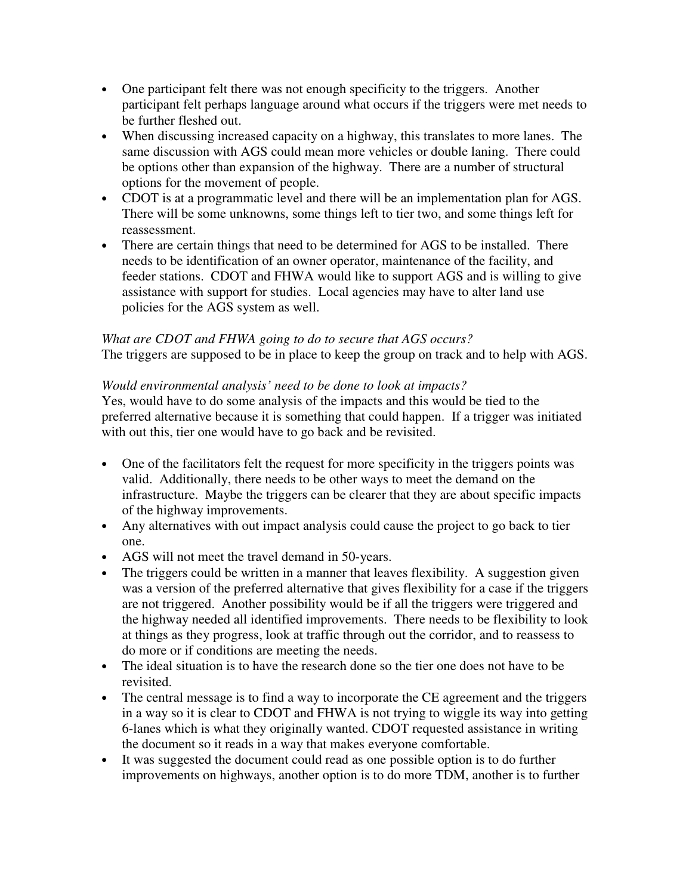- One participant felt there was not enough specificity to the triggers. Another participant felt perhaps language around what occurs if the triggers were met needs to be further fleshed out.
- When discussing increased capacity on a highway, this translates to more lanes. The same discussion with AGS could mean more vehicles or double laning. There could be options other than expansion of the highway. There are a number of structural options for the movement of people.
- CDOT is at a programmatic level and there will be an implementation plan for AGS. There will be some unknowns, some things left to tier two, and some things left for reassessment.
- There are certain things that need to be determined for AGS to be installed. There needs to be identification of an owner operator, maintenance of the facility, and feeder stations. CDOT and FHWA would like to support AGS and is willing to give assistance with support for studies. Local agencies may have to alter land use policies for the AGS system as well.

*What are CDOT and FHWA going to do to secure that AGS occurs?*
The triggers are supposed to be in place to keep the group on track and to help with AGS.

*Would environmental analysis' need to be done to look at impacts?*
Yes, would have to do some analysis of the impacts and this would be tied to the preferred alternative because it is something that could happen. If a trigger was initiated with out this, tier one would have to go back and be revisited.

- One of the facilitators felt the request for more specificity in the triggers points was valid. Additionally, there needs to be other ways to meet the demand on the infrastructure. Maybe the triggers can be clearer that they are about specific impacts of the highway improvements.
- Any alternatives with out impact analysis could cause the project to go back to tier one.
- AGS will not meet the travel demand in 50-years.
- The triggers could be written in a manner that leaves flexibility. A suggestion given was a version of the preferred alternative that gives flexibility for a case if the triggers are not triggered. Another possibility would be if all the triggers were triggered and the highway needed all identified improvements. There needs to be flexibility to look at things as they progress, look at traffic through out the corridor, and to reassess to do more or if conditions are meeting the needs.
- The ideal situation is to have the research done so the tier one does not have to be revisited.
- The central message is to find a way to incorporate the CE agreement and the triggers in a way so it is clear to CDOT and FHWA is not trying to wiggle its way into getting 6-lanes which is what they originally wanted. CDOT requested assistance in writing the document so it reads in a way that makes everyone comfortable.
- It was suggested the document could read as one possible option is to do further improvements on highways, another option is to do more TDM, another is to further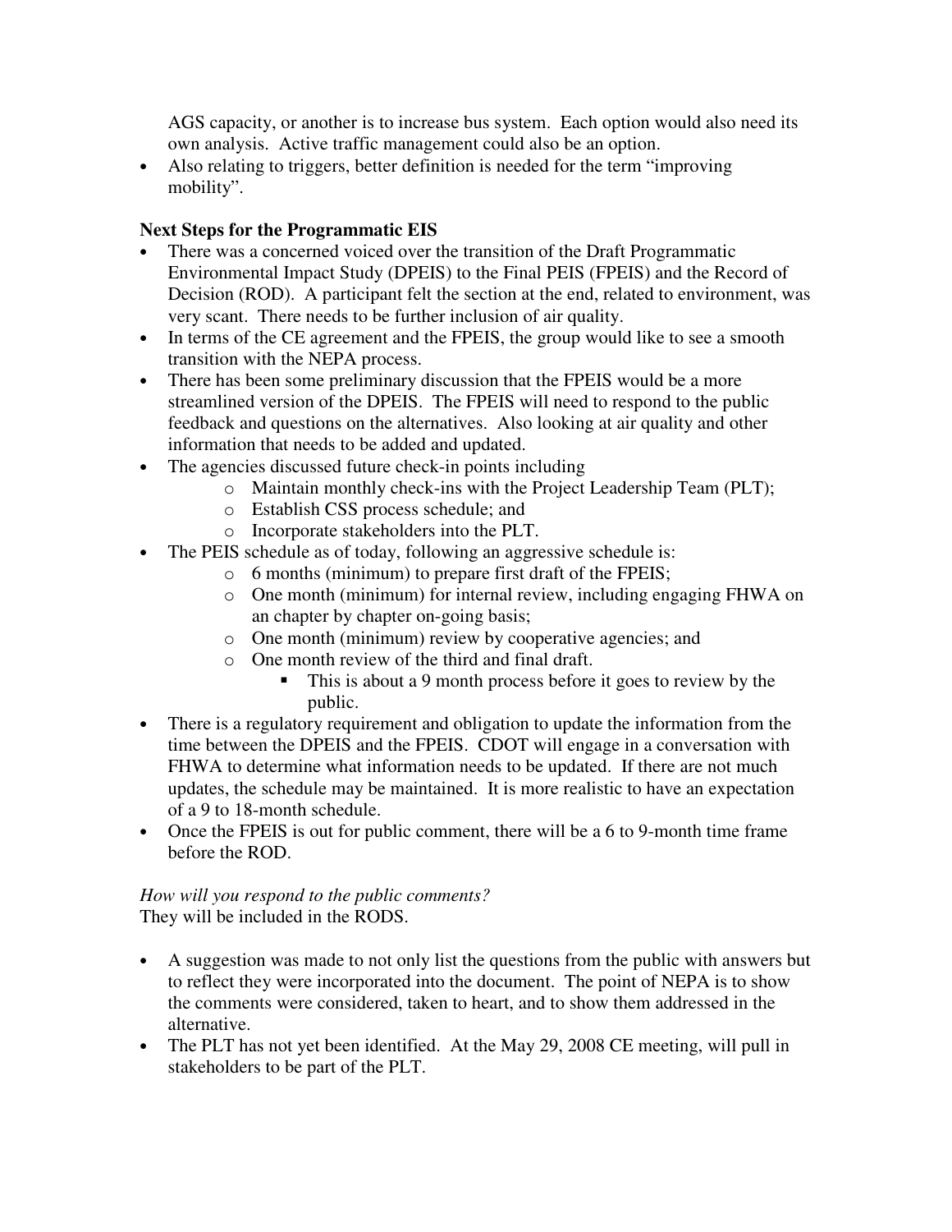AGS capacity, or another is to increase bus system. Each option would also need its own analysis. Active traffic management could also be an option.

- Also relating to triggers, better definition is needed for the term "improving mobility".

**Next Steps for the Programmatic EIS**

- There was a concerned voiced over the transition of the Draft Programmatic Environmental Impact Study (DPEIS) to the Final PEIS (FPEIS) and the Record of Decision (ROD). A participant felt the section at the end, related to environment, was very scant. There needs to be further inclusion of air quality.
- In terms of the CE agreement and the FPEIS, the group would like to see a smooth transition with the NEPA process.
- There has been some preliminary discussion that the FPEIS would be a more streamlined version of the DPEIS. The FPEIS will need to respond to the public feedback and questions on the alternatives. Also looking at air quality and other information that needs to be added and updated.
- The agencies discussed future check-in points including
    - Maintain monthly check-ins with the Project Leadership Team (PLT);
    - Establish CSS process schedule; and
    - Incorporate stakeholders into the PLT.
- The PEIS schedule as of today, following an aggressive schedule is:
    - 6 months (minimum) to prepare first draft of the FPEIS;
    - One month (minimum) for internal review, including engaging FHWA on an chapter by chapter on-going basis;
    - One month (minimum) review by cooperative agencies; and
    - One month review of the third and final draft.
        - This is about a 9 month process before it goes to review by the public.
- There is a regulatory requirement and obligation to update the information from the time between the DPEIS and the FPEIS. CDOT will engage in a conversation with FHWA to determine what information needs to be updated. If there are not much updates, the schedule may be maintained. It is more realistic to have an expectation of a 9 to 18-month schedule.
- Once the FPEIS is out for public comment, there will be a 6 to 9-month time frame before the ROD.

*How will you respond to the public comments?*
They will be included in the RODS.

- A suggestion was made to not only list the questions from the public with answers but to reflect they were incorporated into the document. The point of NEPA is to show the comments were considered, taken to heart, and to show them addressed in the alternative.
- The PLT has not yet been identified. At the May 29, 2008 CE meeting, will pull in stakeholders to be part of the PLT.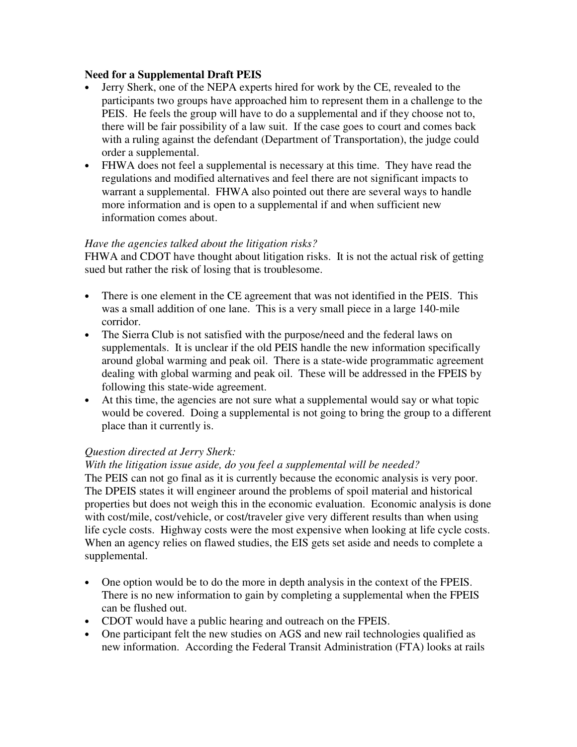**Need for a Supplemental Draft PEIS**

- Jerry Sherk, one of the NEPA experts hired for work by the CE, revealed to the participants two groups have approached him to represent them in a challenge to the PEIS. He feels the group will have to do a supplemental and if they choose not to, there will be fair possibility of a law suit. If the case goes to court and comes back with a ruling against the defendant (Department of Transportation), the judge could order a supplemental.
- FHWA does not feel a supplemental is necessary at this time. They have read the regulations and modified alternatives and feel there are not significant impacts to warrant a supplemental. FHWA also pointed out there are several ways to handle more information and is open to a supplemental if and when sufficient new information comes about.

*Have the agencies talked about the litigation risks?*

FHWA and CDOT have thought about litigation risks. It is not the actual risk of getting sued but rather the risk of losing that is troublesome.

- There is one element in the CE agreement that was not identified in the PEIS. This was a small addition of one lane. This is a very small piece in a large 140-mile corridor.
- The Sierra Club is not satisfied with the purpose/need and the federal laws on supplementals. It is unclear if the old PEIS handle the new information specifically around global warming and peak oil. There is a state-wide programmatic agreement dealing with global warming and peak oil. These will be addressed in the FPEIS by following this state-wide agreement.
- At this time, the agencies are not sure what a supplemental would say or what topic would be covered. Doing a supplemental is not going to bring the group to a different place than it currently is.

*Question directed at Jerry Sherk:*

*With the litigation issue aside, do you feel a supplemental will be needed?*

The PEIS can not go final as it is currently because the economic analysis is very poor. The DPEIS states it will engineer around the problems of spoil material and historical properties but does not weigh this in the economic evaluation. Economic analysis is done with cost/mile, cost/vehicle, or cost/traveler give very different results than when using life cycle costs. Highway costs were the most expensive when looking at life cycle costs. When an agency relies on flawed studies, the EIS gets set aside and needs to complete a supplemental.

- One option would be to do the more in depth analysis in the context of the FPEIS. There is no new information to gain by completing a supplemental when the FPEIS can be flushed out.
- CDOT would have a public hearing and outreach on the FPEIS.
- One participant felt the new studies on AGS and new rail technologies qualified as new information. According the Federal Transit Administration (FTA) looks at rails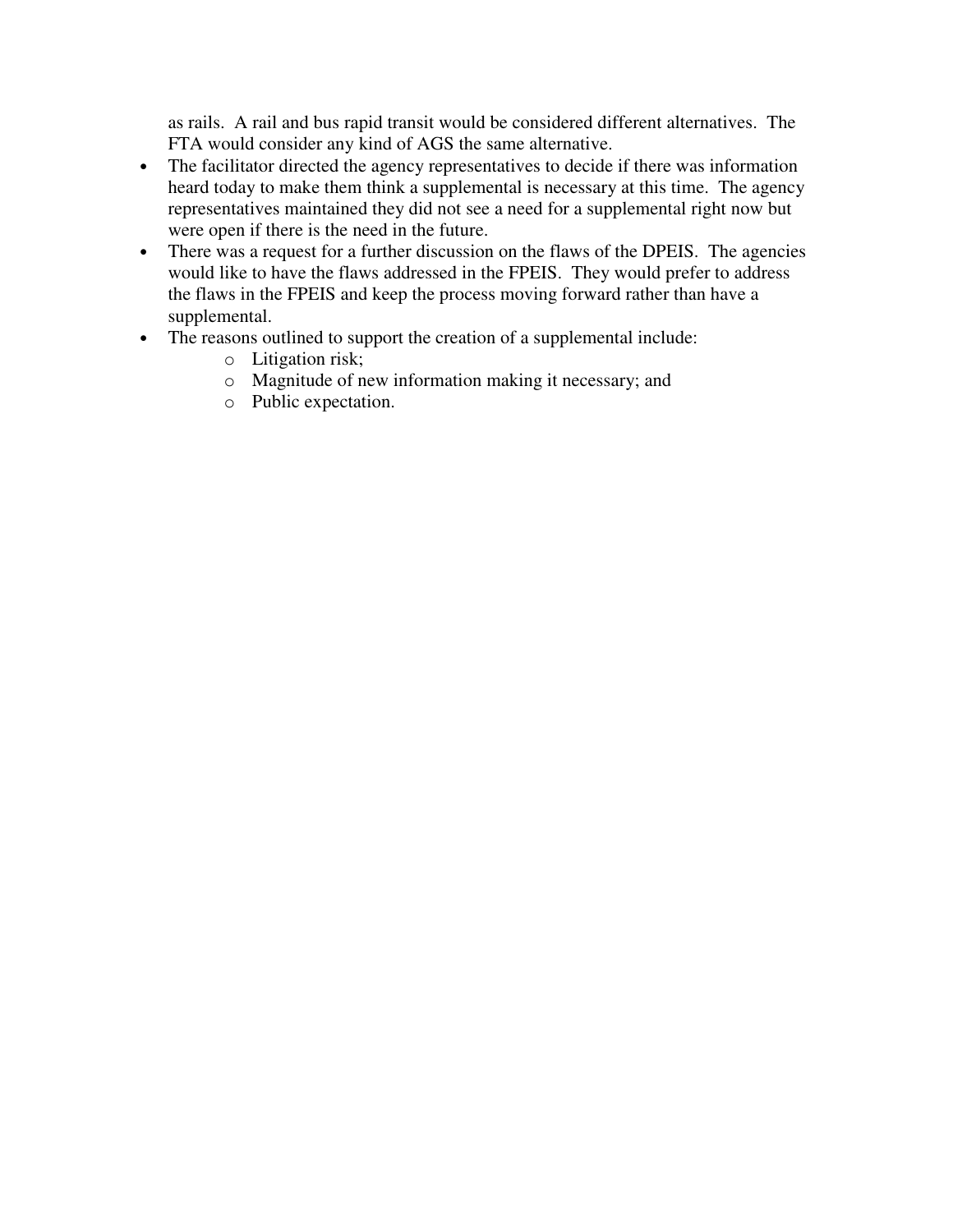as rails. A rail and bus rapid transit would be considered different alternatives. The FTA would consider any kind of AGS the same alternative.

- The facilitator directed the agency representatives to decide if there was information heard today to make them think a supplemental is necessary at this time. The agency representatives maintained they did not see a need for a supplemental right now but were open if there is the need in the future.
- There was a request for a further discussion on the flaws of the DPEIS. The agencies would like to have the flaws addressed in the FPEIS. They would prefer to address the flaws in the FPEIS and keep the process moving forward rather than have a supplemental.
- The reasons outlined to support the creation of a supplemental include:
  - Litigation risk;
  - Magnitude of new information making it necessary; and
  - Public expectation.